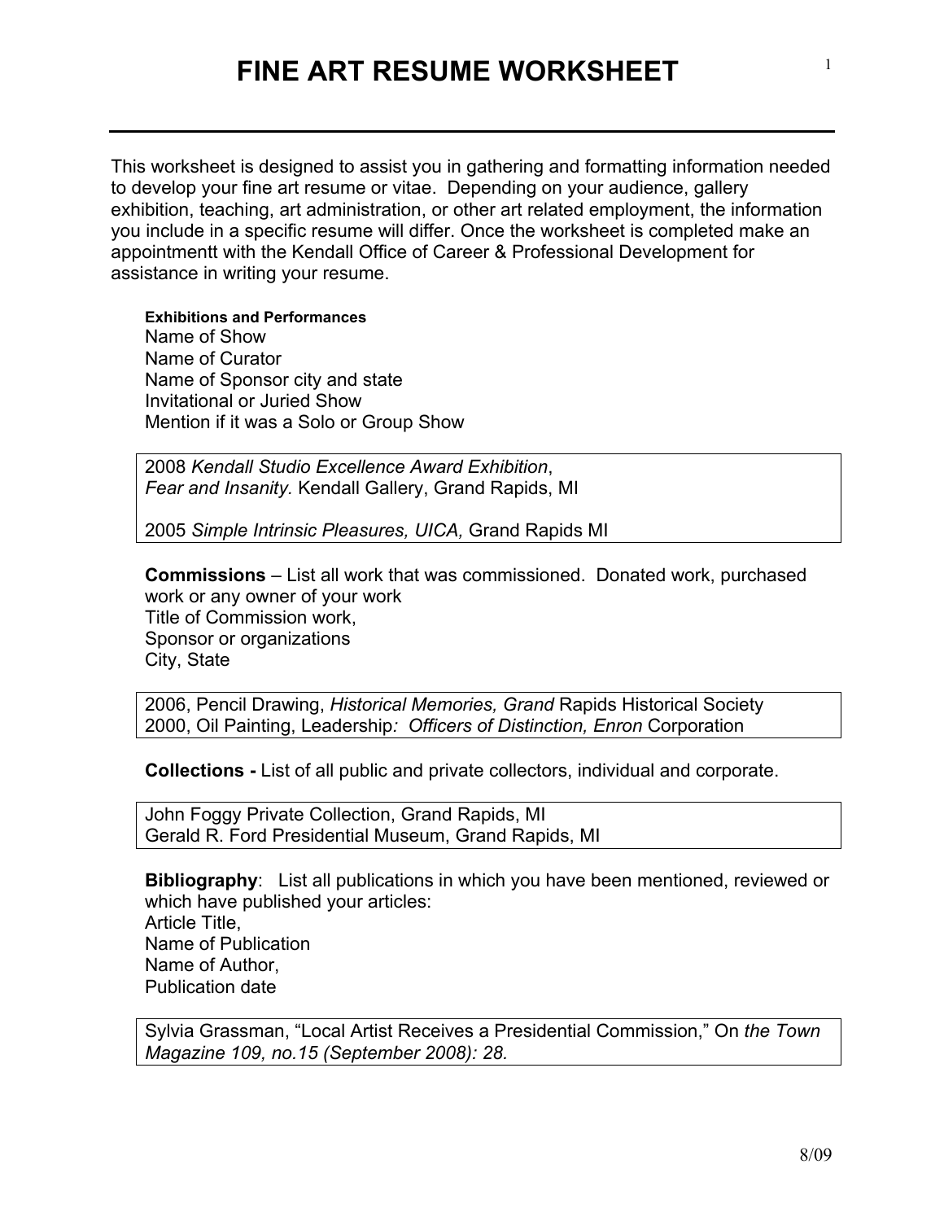# FINE ART RESUME WORKSHEET

This worksheet is designed to assist you in gathering and formatting information needed to develop your fine art resume or vitae. Depending on your audience, gallery exhibition, teaching, art administration, or other art related employment, the information you include in a specific resume will differ. Once the worksheet is completed make an appointmentt with the Kendall Office of Career & Professional Development for assistance in writing your resume.

**Exhibitions and Performances**
Name of Show
Name of Curator
Name of Sponsor city and state
Invitational or Juried Show
Mention if it was a Solo or Group Show

> 2008 *Kendall Studio Excellence Award Exhibition*,
> *Fear and Insanity.* Kendall Gallery, Grand Rapids, MI
>
> 2005 *Simple Intrinsic Pleasures, UICA,* Grand Rapids MI

**Commissions** – List all work that was commissioned. Donated work, purchased work or any owner of your work
Title of Commission work,
Sponsor or organizations
City, State

> 2006, Pencil Drawing, *Historical Memories, Grand* Rapids Historical Society
> 2000, Oil Painting, Leadership*: Officers of Distinction, Enron* Corporation

**Collections -** List of all public and private collectors, individual and corporate.

> John Foggy Private Collection, Grand Rapids, MI
> Gerald R. Ford Presidential Museum, Grand Rapids, MI

**Bibliography**: List all publications in which you have been mentioned, reviewed or which have published your articles:
Article Title,
Name of Publication
Name of Author,
Publication date

> Sylvia Grassman, "Local Artist Receives a Presidential Commission," On *the Town Magazine 109, no.15 (September 2008): 28.*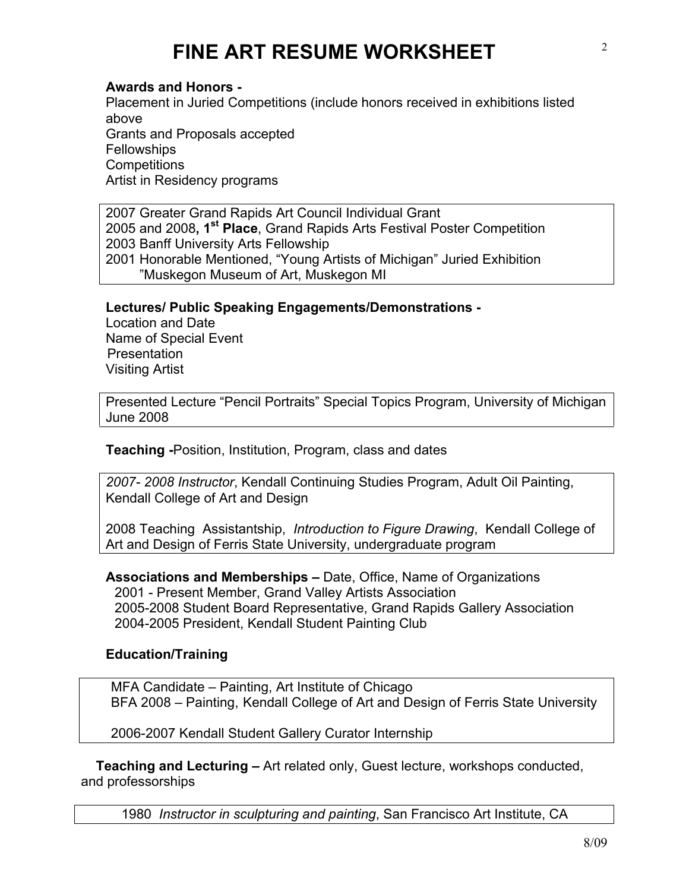# FINE ART RESUME WORKSHEET

**Awards and Honors -**

Placement in Juried Competitions (include honors received in exhibitions listed above
Grants and Proposals accepted
Fellowships
Competitions
Artist in Residency programs

> 2007 Greater Grand Rapids Art Council Individual Grant
> 2005 and 2008**, 1st Place**, Grand Rapids Arts Festival Poster Competition
> 2003 Banff University Arts Fellowship
> 2001 Honorable Mentioned, "Young Artists of Michigan" Juried Exhibition "Muskegon Museum of Art, Muskegon MI

**Lectures/ Public Speaking Engagements/Demonstrations -**

Location and Date
Name of Special Event
Presentation
Visiting Artist

> Presented Lecture "Pencil Portraits" Special Topics Program, University of Michigan June 2008

**Teaching -**Position, Institution, Program, class and dates

> *2007- 2008 Instructor*, Kendall Continuing Studies Program, Adult Oil Painting, Kendall College of Art and Design
>
> 2008 Teaching Assistantship, *Introduction to Figure Drawing*, Kendall College of Art and Design of Ferris State University, undergraduate program

**Associations and Memberships –** Date, Office, Name of Organizations

2001 - Present Member, Grand Valley Artists Association
2005-2008 Student Board Representative, Grand Rapids Gallery Association
2004-2005 President, Kendall Student Painting Club

**Education/Training**

> MFA Candidate – Painting, Art Institute of Chicago
> BFA 2008 – Painting, Kendall College of Art and Design of Ferris State University
>
> 2006-2007 Kendall Student Gallery Curator Internship

**Teaching and Lecturing –** Art related only, Guest lecture, workshops conducted, and professorships

> 1980 *Instructor in sculpturing and painting*, San Francisco Art Institute, CA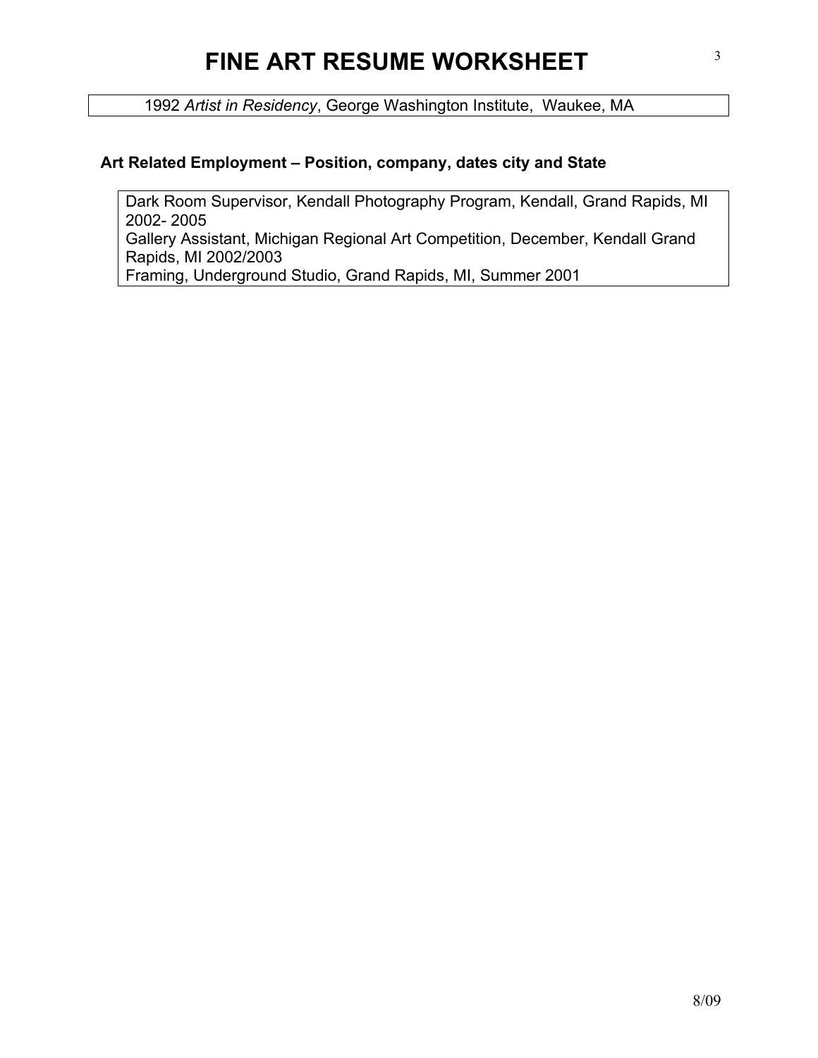# FINE ART RESUME WORKSHEET

1992 *Artist in Residency*, George Washington Institute, Waukee, MA

**Art Related Employment – Position, company, dates city and State**

Dark Room Supervisor, Kendall Photography Program, Kendall, Grand Rapids, MI 2002- 2005
Gallery Assistant, Michigan Regional Art Competition, December, Kendall Grand Rapids, MI 2002/2003
Framing, Underground Studio, Grand Rapids, MI, Summer 2001